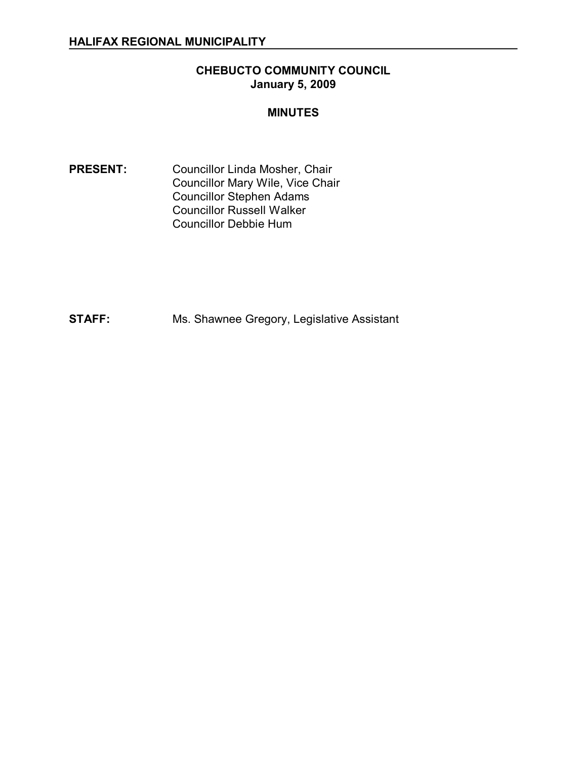**HALIFAX REGIONAL MUNICIPALITY**

# CHEBUCTO COMMUNITY COUNCIL
## January 5, 2009

## MINUTES

**PRESENT:** Councillor Linda Mosher, Chair
Councillor Mary Wile, Vice Chair
Councillor Stephen Adams
Councillor Russell Walker
Councillor Debbie Hum

**STAFF:** Ms. Shawnee Gregory, Legislative Assistant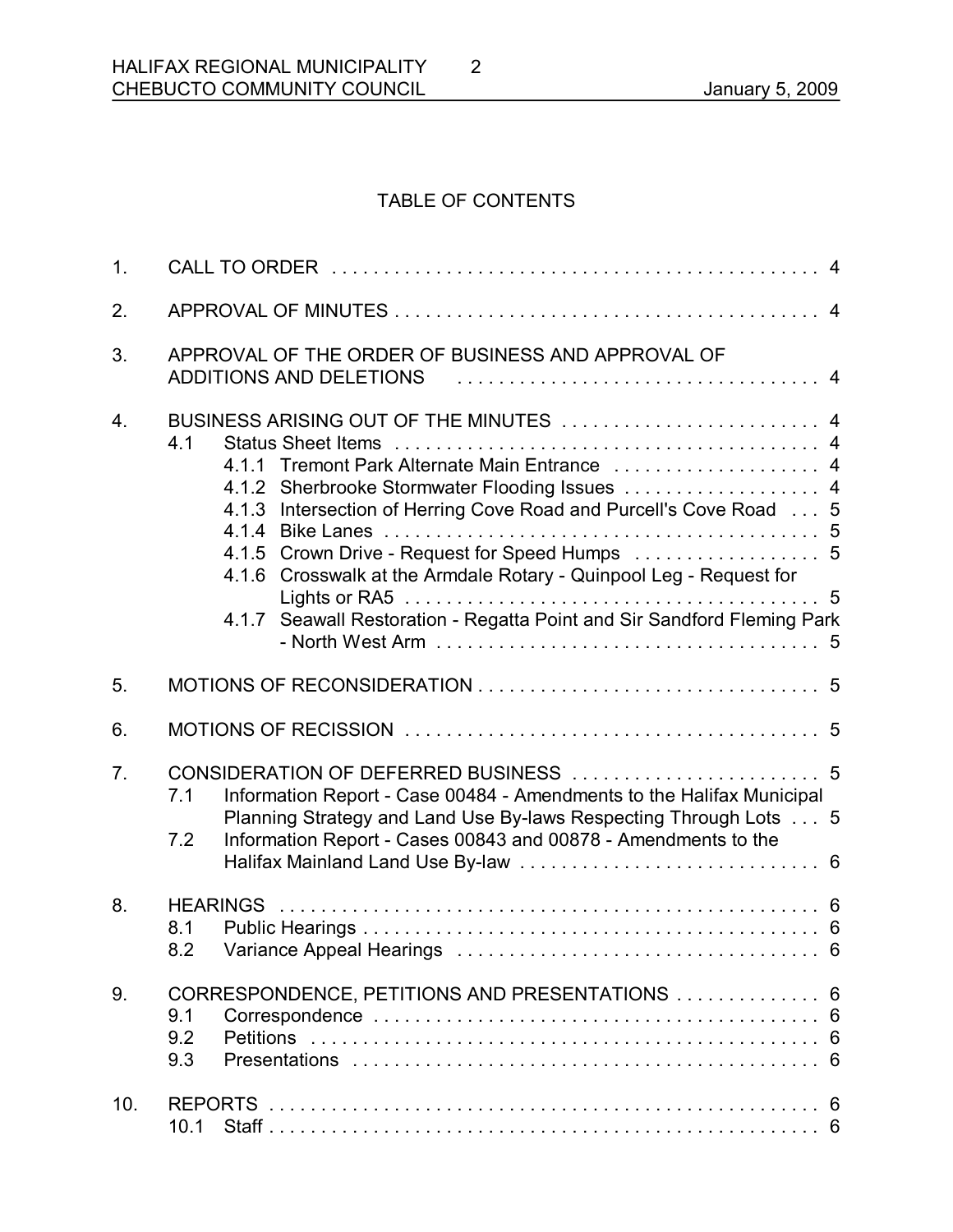## TABLE OF CONTENTS

1. CALL TO ORDER . . . . . . . . . . . . . . . . . . . . . . . . . . . . . . . . . . . . . . . . . . . . . . 4
2. APPROVAL OF MINUTES . . . . . . . . . . . . . . . . . . . . . . . . . . . . . . . . . . . . . . . . . 4
3. APPROVAL OF THE ORDER OF BUSINESS AND APPROVAL OF ADDITIONS AND DELETIONS . . . . . . . . . . . . . . . . . . . . . . . . . . . . . . . . . . . 4
4. BUSINESS ARISING OUT OF THE MINUTES . . . . . . . . . . . . . . . . . . . . . . . . . 4
   - 4.1 Status Sheet Items . . . . . . . . . . . . . . . . . . . . . . . . . . . . . . . . . . . . . . . . . 4
     - 4.1.1 Tremont Park Alternate Main Entrance . . . . . . . . . . . . . . . . . . . . 4
     - 4.1.2 Sherbrooke Stormwater Flooding Issues . . . . . . . . . . . . . . . . . . 4
     - 4.1.3 Intersection of Herring Cove Road and Purcell's Cove Road . . . 5
     - 4.1.4 Bike Lanes . . . . . . . . . . . . . . . . . . . . . . . . . . . . . . . . . . . . . . . . . 5
     - 4.1.5 Crown Drive - Request for Speed Humps . . . . . . . . . . . . . . . . . . 5
     - 4.1.6 Crosswalk at the Armdale Rotary - Quinpool Leg - Request for Lights or RA5 . . . . . . . . . . . . . . . . . . . . . . . . . . . . . . . . . . . . . . . 5
     - 4.1.7 Seawall Restoration - Regatta Point and Sir Sandford Fleming Park - North West Arm . . . . . . . . . . . . . . . . . . . . . . . . . . . . . . . . . . . . . 5
5. MOTIONS OF RECONSIDERATION . . . . . . . . . . . . . . . . . . . . . . . . . . . . . . . . . 5
6. MOTIONS OF RECISSION . . . . . . . . . . . . . . . . . . . . . . . . . . . . . . . . . . . . . . . . 5
7. CONSIDERATION OF DEFERRED BUSINESS . . . . . . . . . . . . . . . . . . . . . . . . 5
   - 7.1 Information Report - Case 00484 - Amendments to the Halifax Municipal Planning Strategy and Land Use By-laws Respecting Through Lots . . . 5
   - 7.2 Information Report - Cases 00843 and 00878 - Amendments to the Halifax Mainland Land Use By-law . . . . . . . . . . . . . . . . . . . . . . . . . . . . 6
8. HEARINGS . . . . . . . . . . . . . . . . . . . . . . . . . . . . . . . . . . . . . . . . . . . . . . . . . . . 6
   - 8.1 Public Hearings . . . . . . . . . . . . . . . . . . . . . . . . . . . . . . . . . . . . . . . . . . . 6
   - 8.2 Variance Appeal Hearings . . . . . . . . . . . . . . . . . . . . . . . . . . . . . . . . . . . 6
9. CORRESPONDENCE, PETITIONS AND PRESENTATIONS . . . . . . . . . . . . . . 6
   - 9.1 Correspondence . . . . . . . . . . . . . . . . . . . . . . . . . . . . . . . . . . . . . . . . . . 6
   - 9.2 Petitions . . . . . . . . . . . . . . . . . . . . . . . . . . . . . . . . . . . . . . . . . . . . . . . . 6
   - 9.3 Presentations . . . . . . . . . . . . . . . . . . . . . . . . . . . . . . . . . . . . . . . . . . . . 6
10. REPORTS . . . . . . . . . . . . . . . . . . . . . . . . . . . . . . . . . . . . . . . . . . . . . . . . . . . . 6
   - 10.1 Staff . . . . . . . . . . . . . . . . . . . . . . . . . . . . . . . . . . . . . . . . . . . . . . . . . . . 6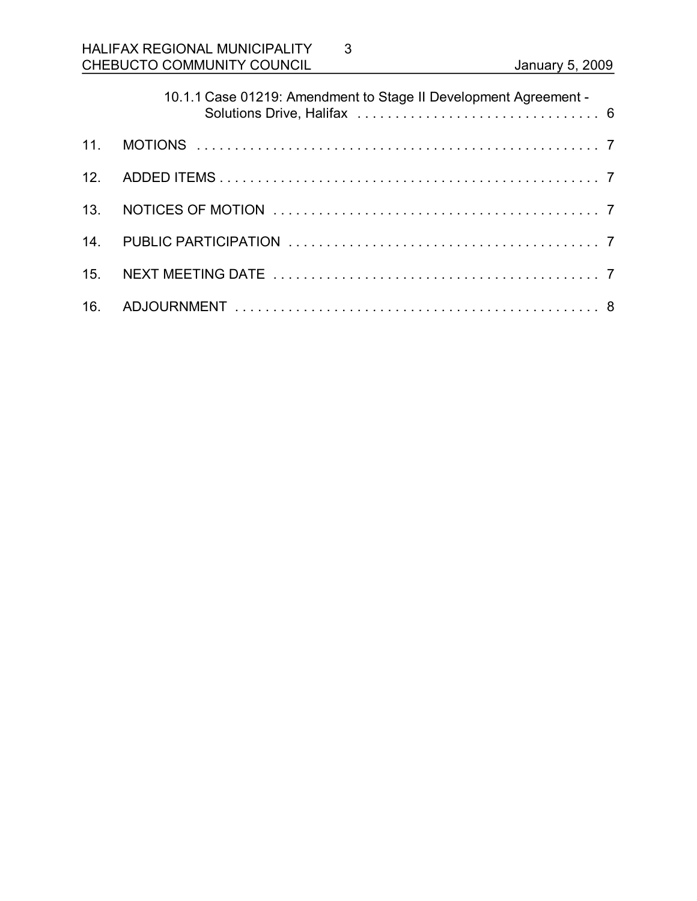10.1.1 Case 01219: Amendment to Stage II Development Agreement - Solutions Drive, Halifax . . . . . . . . . . . . . . . . . . . . . . . . . . . . . . . . 6

11. MOTIONS . . . . . . . . . . . . . . . . . . . . . . . . . . . . . . . . . . . . . . . . . . . . . . . . . . . . . . 7

12. ADDED ITEMS . . . . . . . . . . . . . . . . . . . . . . . . . . . . . . . . . . . . . . . . . . . . . . . . . . 7

13. NOTICES OF MOTION . . . . . . . . . . . . . . . . . . . . . . . . . . . . . . . . . . . . . . . . . . . 7

14. PUBLIC PARTICIPATION . . . . . . . . . . . . . . . . . . . . . . . . . . . . . . . . . . . . . . . . 7

15. NEXT MEETING DATE . . . . . . . . . . . . . . . . . . . . . . . . . . . . . . . . . . . . . . . . . . . 7

16. ADJOURNMENT . . . . . . . . . . . . . . . . . . . . . . . . . . . . . . . . . . . . . . . . . . . . . . . 8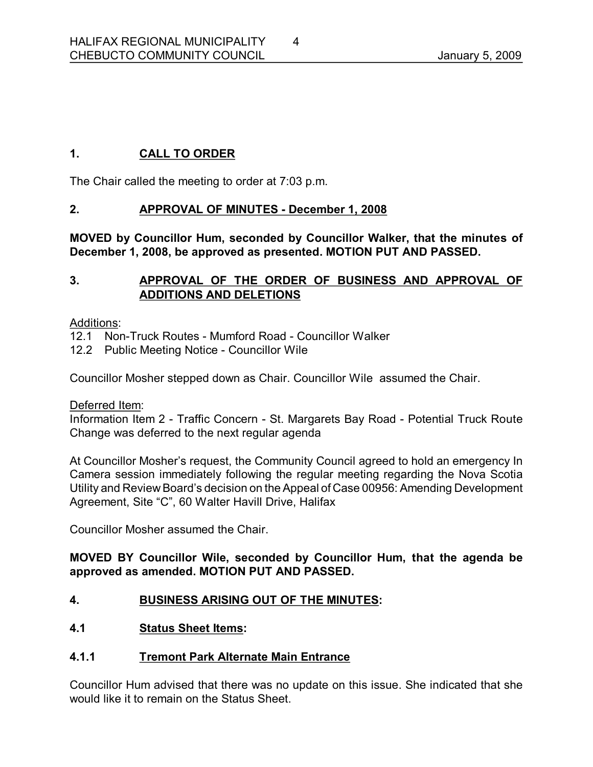## 1. CALL TO ORDER

The Chair called the meeting to order at 7:03 p.m.

## 2. APPROVAL OF MINUTES - December 1, 2008

**MOVED by Councillor Hum, seconded by Councillor Walker, that the minutes of December 1, 2008, be approved as presented. MOTION PUT AND PASSED.**

## 3. APPROVAL OF THE ORDER OF BUSINESS AND APPROVAL OF ADDITIONS AND DELETIONS

Additions:

12.1 Non-Truck Routes - Mumford Road - Councillor Walker
12.2 Public Meeting Notice - Councillor Wile

Councillor Mosher stepped down as Chair. Councillor Wile assumed the Chair.

Deferred Item:

Information Item 2 - Traffic Concern - St. Margarets Bay Road - Potential Truck Route Change was deferred to the next regular agenda

At Councillor Mosher's request, the Community Council agreed to hold an emergency In Camera session immediately following the regular meeting regarding the Nova Scotia Utility and Review Board's decision on the Appeal of Case 00956: Amending Development Agreement, Site "C", 60 Walter Havill Drive, Halifax

Councillor Mosher assumed the Chair.

**MOVED BY Councillor Wile, seconded by Councillor Hum, that the agenda be approved as amended. MOTION PUT AND PASSED.**

## 4. BUSINESS ARISING OUT OF THE MINUTES:

### 4.1 Status Sheet Items:

#### 4.1.1 Tremont Park Alternate Main Entrance

Councillor Hum advised that there was no update on this issue. She indicated that she would like it to remain on the Status Sheet.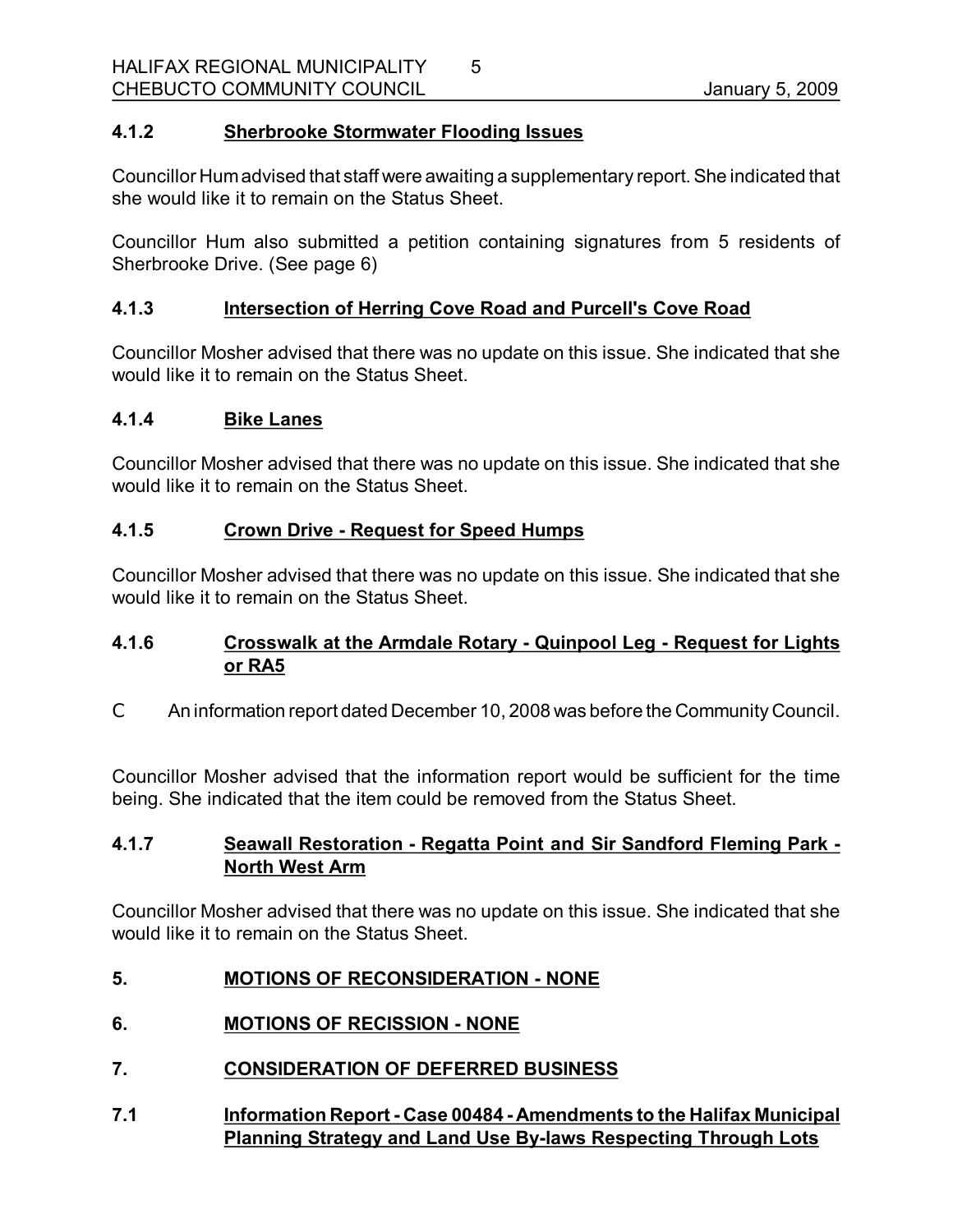### 4.1.2 Sherbrooke Stormwater Flooding Issues

Councillor Hum advised that staff were awaiting a supplementary report. She indicated that she would like it to remain on the Status Sheet.

Councillor Hum also submitted a petition containing signatures from 5 residents of Sherbrooke Drive. (See page 6)

### 4.1.3 Intersection of Herring Cove Road and Purcell's Cove Road

Councillor Mosher advised that there was no update on this issue. She indicated that she would like it to remain on the Status Sheet.

### 4.1.4 Bike Lanes

Councillor Mosher advised that there was no update on this issue. She indicated that she would like it to remain on the Status Sheet.

### 4.1.5 Crown Drive - Request for Speed Humps

Councillor Mosher advised that there was no update on this issue. She indicated that she would like it to remain on the Status Sheet.

### 4.1.6 Crosswalk at the Armdale Rotary - Quinpool Leg - Request for Lights or RA5

- An information report dated December 10, 2008 was before the Community Council.

Councillor Mosher advised that the information report would be sufficient for the time being. She indicated that the item could be removed from the Status Sheet.

### 4.1.7 Seawall Restoration - Regatta Point and Sir Sandford Fleming Park - North West Arm

Councillor Mosher advised that there was no update on this issue. She indicated that she would like it to remain on the Status Sheet.

## 5. MOTIONS OF RECONSIDERATION - NONE

## 6. MOTIONS OF RECISSION - NONE

## 7. CONSIDERATION OF DEFERRED BUSINESS

### 7.1 Information Report - Case 00484 - Amendments to the Halifax Municipal Planning Strategy and Land Use By-laws Respecting Through Lots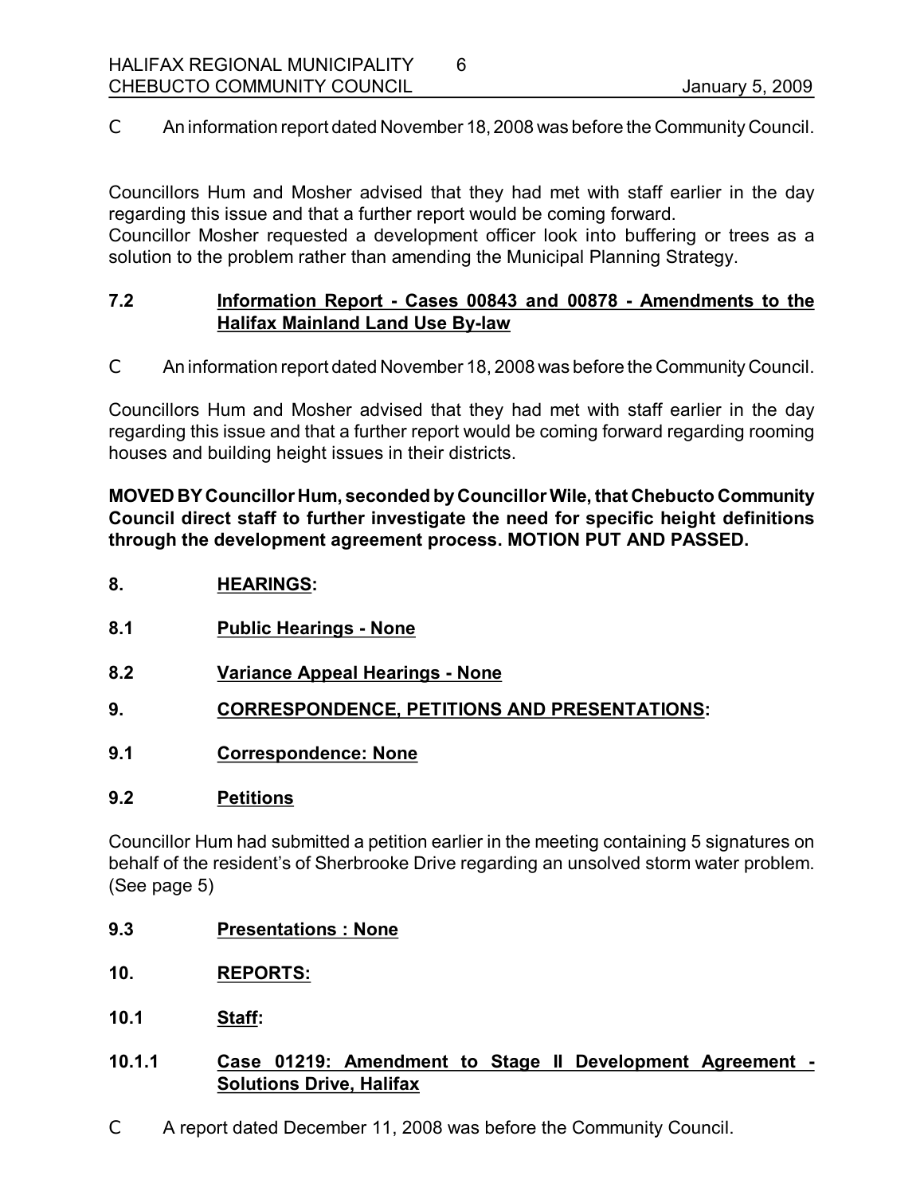C An information report dated November 18, 2008 was before the Community Council.

Councillors Hum and Mosher advised that they had met with staff earlier in the day regarding this issue and that a further report would be coming forward.
Councillor Mosher requested a development officer look into buffering or trees as a solution to the problem rather than amending the Municipal Planning Strategy.

## 7.2 Information Report - Cases 00843 and 00878 - Amendments to the Halifax Mainland Land Use By-law

C An information report dated November 18, 2008 was before the Community Council.

Councillors Hum and Mosher advised that they had met with staff earlier in the day regarding this issue and that a further report would be coming forward regarding rooming houses and building height issues in their districts.

**MOVED BY Councillor Hum, seconded by Councillor Wile, that Chebucto Community Council direct staff to further investigate the need for specific height definitions through the development agreement process. MOTION PUT AND PASSED.**

## 8. HEARINGS:

## 8.1 Public Hearings - None

## 8.2 Variance Appeal Hearings - None

## 9. CORRESPONDENCE, PETITIONS AND PRESENTATIONS:

## 9.1 Correspondence: None

## 9.2 Petitions

Councillor Hum had submitted a petition earlier in the meeting containing 5 signatures on behalf of the resident's of Sherbrooke Drive regarding an unsolved storm water problem. (See page 5)

## 9.3 Presentations : None

## 10. REPORTS:

## 10.1 Staff:

## 10.1.1 Case 01219: Amendment to Stage II Development Agreement - Solutions Drive, Halifax

C A report dated December 11, 2008 was before the Community Council.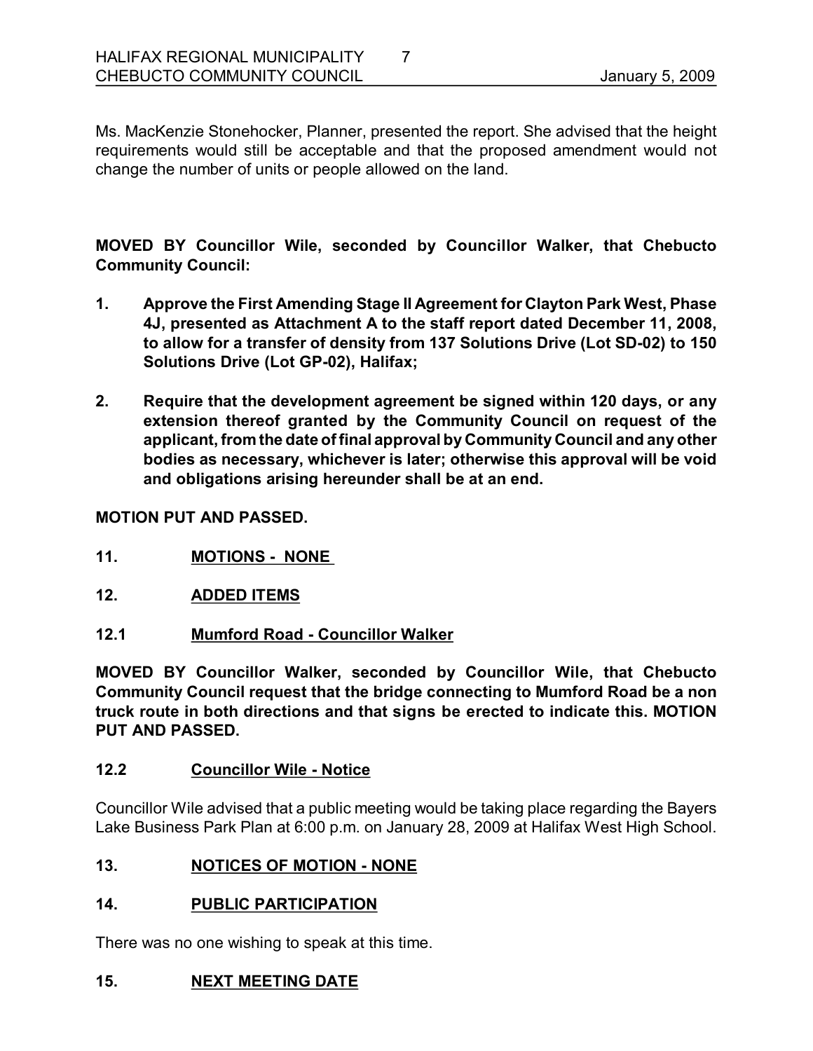Ms. MacKenzie Stonehocker, Planner, presented the report. She advised that the height requirements would still be acceptable and that the proposed amendment would not change the number of units or people allowed on the land.

**MOVED BY Councillor Wile, seconded by Councillor Walker, that Chebucto Community Council:**

1. **Approve the First Amending Stage II Agreement for Clayton Park West, Phase 4J, presented as Attachment A to the staff report dated December 11, 2008, to allow for a transfer of density from 137 Solutions Drive (Lot SD-02) to 150 Solutions Drive (Lot GP-02), Halifax;**
2. **Require that the development agreement be signed within 120 days, or any extension thereof granted by the Community Council on request of the applicant, from the date of final approval by Community Council and any other bodies as necessary, whichever is later; otherwise this approval will be void and obligations arising hereunder shall be at an end.**

**MOTION PUT AND PASSED.**

## 11. MOTIONS - NONE

## 12. ADDED ITEMS

### 12.1 Mumford Road - Councillor Walker

**MOVED BY Councillor Walker, seconded by Councillor Wile, that Chebucto Community Council request that the bridge connecting to Mumford Road be a non truck route in both directions and that signs be erected to indicate this. MOTION PUT AND PASSED.**

### 12.2 Councillor Wile - Notice

Councillor Wile advised that a public meeting would be taking place regarding the Bayers Lake Business Park Plan at 6:00 p.m. on January 28, 2009 at Halifax West High School.

## 13. NOTICES OF MOTION - NONE

## 14. PUBLIC PARTICIPATION

There was no one wishing to speak at this time.

## 15. NEXT MEETING DATE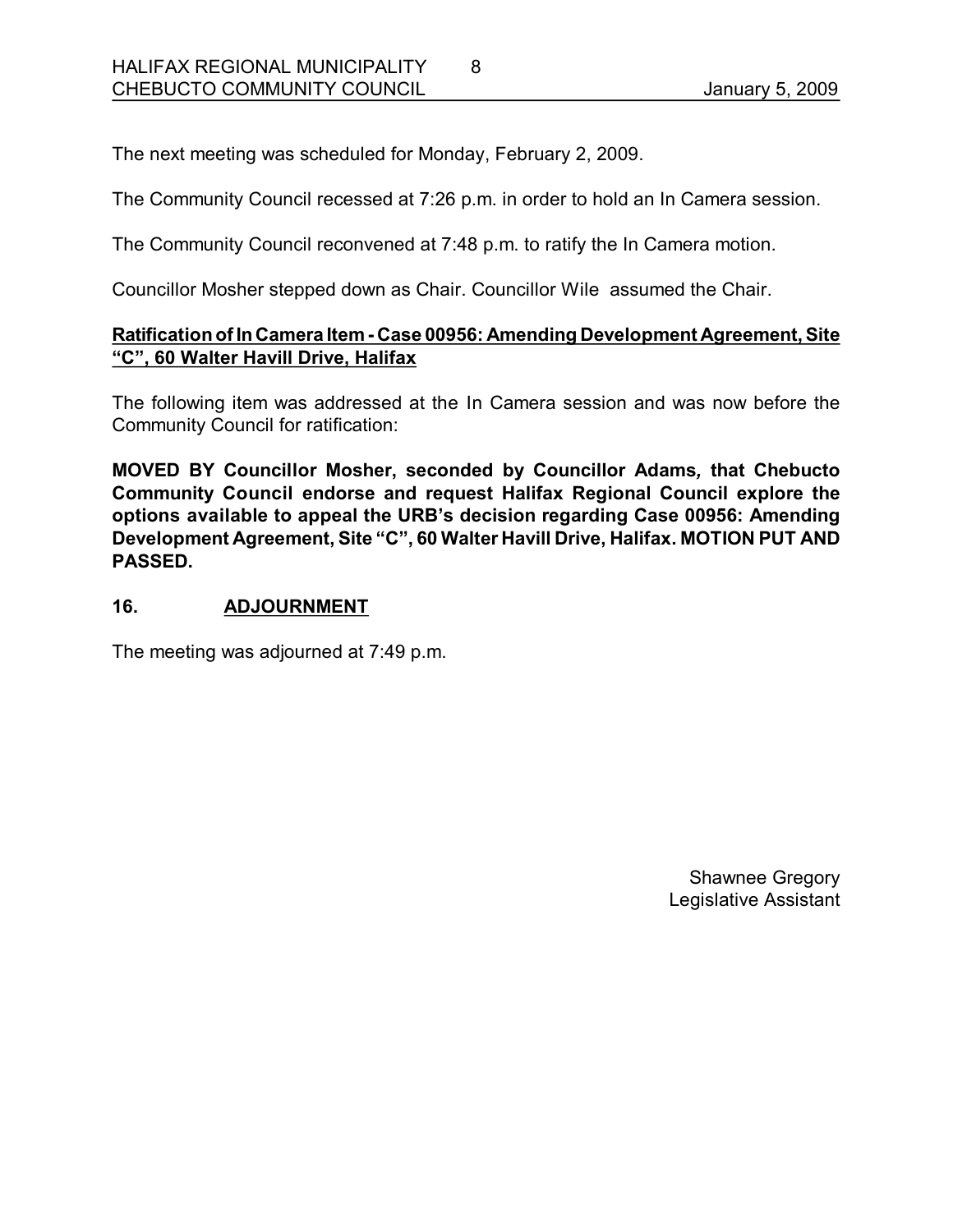The next meeting was scheduled for Monday, February 2, 2009.

The Community Council recessed at 7:26 p.m. in order to hold an In Camera session.

The Community Council reconvened at 7:48 p.m. to ratify the In Camera motion.

Councillor Mosher stepped down as Chair. Councillor Wile assumed the Chair.

**Ratification of In Camera Item - Case 00956: Amending Development Agreement, Site "C", 60 Walter Havill Drive, Halifax**

The following item was addressed at the In Camera session and was now before the Community Council for ratification:

**MOVED BY Councillor Mosher, seconded by Councillor Adams, that Chebucto Community Council endorse and request Halifax Regional Council explore the options available to appeal the URB's decision regarding Case 00956: Amending Development Agreement, Site "C", 60 Walter Havill Drive, Halifax. MOTION PUT AND PASSED.**

## 16. ADJOURNMENT

The meeting was adjourned at 7:49 p.m.

Shawnee Gregory
Legislative Assistant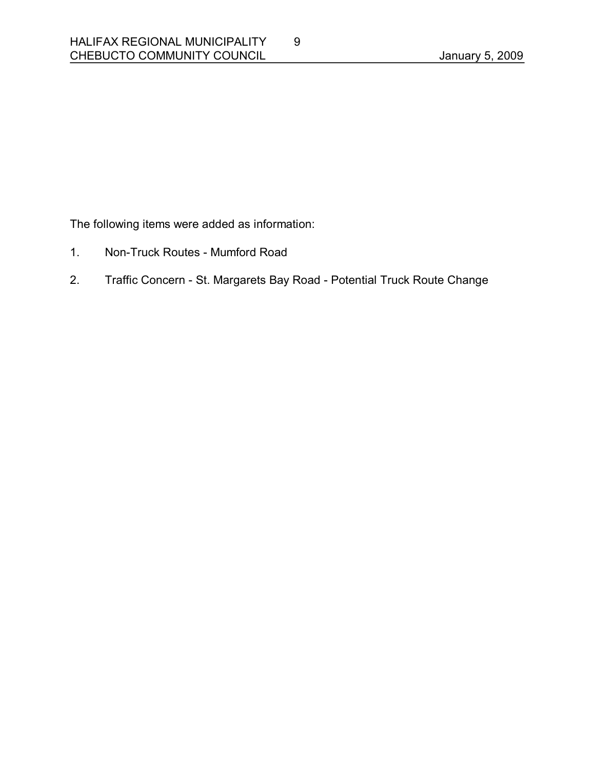The following items were added as information:

1. Non-Truck Routes - Mumford Road
2. Traffic Concern - St. Margarets Bay Road - Potential Truck Route Change